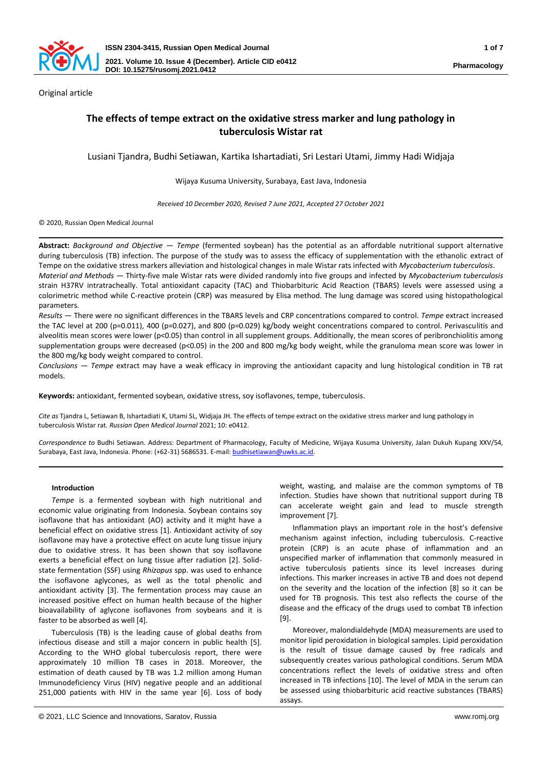Original article

# The effects of tempe extract on the oxidative stress marker and lung pathology in tuberculosis Wistar rat

Lusiani Tjandra, Budhi Setiawan, Kartika Ishartadiati, Sri Lestari Utami, Jimmy Hadi Widjaja

Wijaya Kusuma University, Surabaya, East Java, Indonesia

*Received 10 December 2020, Revised 7 June 2021, Accepted 27 October 2021*

© 2020, Russian Open Medical Journal

**Abstract:** *Background and Objective — Tempe* (fermented soybean) has the potential as an affordable nutritional support alternative during tuberculosis (TB) infection. The purpose of the study was to assess the efficacy of supplementation with the ethanolic extract of Tempe on the oxidative stress markers alleviation and histological changes in male Wistar rats infected with *Mycobacterium tuberculosis*.

*Material and Methods —* Thirty-five male Wistar rats were divided randomly into five groups and infected by *Mycobacterium tuberculosis* strain H37RV intratracheally. Total antioxidant capacity (TAC) and Thiobarbituric Acid Reaction (TBARS) levels were assessed using a colorimetric method while C-reactive protein (CRP) was measured by Elisa method. The lung damage was scored using histopathological parameters.

*Results —* There were no significant differences in the TBARS levels and CRP concentrations compared to control. *Tempe* extract increased the TAC level at 200 (p=0.011), 400 (p=0.027), and 800 (p=0.029) kg/body weight concentrations compared to control. Perivasculitis and alveolitis mean scores were lower (p<0.05) than control in all supplement groups. Additionally, the mean scores of peribronchiolitis among supplementation groups were decreased (p<0.05) in the 200 and 800 mg/kg body weight, while the granuloma mean score was lower in the 800 mg/kg body weight compared to control.

*Conclusions — Tempe* extract may have a weak efficacy in improving the antioxidant capacity and lung histological condition in TB rat models.

**Keywords:** antioxidant, fermented soybean, oxidative stress, soy isoflavones, tempe, tuberculosis.

*Cite as* Tjandra L, Setiawan B, Ishartadiati K, Utami SL, Widjaja JH. The effects of tempe extract on the oxidative stress marker and lung pathology in tuberculosis Wistar rat. *Russian Open Medical Journal* 2021; 10: e0412.

*Correspondence to* Budhi Setiawan. Address: Department of Pharmacology, Faculty of Medicine, Wijaya Kusuma University, Jalan Dukuh Kupang XXV/54, Surabaya, East Java, Indonesia. Phone: (+62-31) 5686531. E-mail: budhisetiawan@uwks.ac.id.

## Introduction

*Tempe* is a fermented soybean with high nutritional and economic value originating from Indonesia. Soybean contains soy isoflavone that has antioxidant (AO) activity and it might have a beneficial effect on oxidative stress [1]. Antioxidant activity of soy isoflavone may have a protective effect on acute lung tissue injury due to oxidative stress. It has been shown that soy isoflavone exerts a beneficial effect on lung tissue after radiation [2]. Solid-state fermentation (SSF) using *Rhizopus* spp. was used to enhance the isoflavone aglycones, as well as the total phenolic and antioxidant activity [3]. The fermentation process may cause an increased positive effect on human health because of the higher bioavailability of aglycone isoflavones from soybeans and it is faster to be absorbed as well [4].

Tuberculosis (TB) is the leading cause of global deaths from infectious disease and still a major concern in public health [5]. According to the WHO global tuberculosis report, there were approximately 10 million TB cases in 2018. Moreover, the estimation of death caused by TB was 1.2 million among Human Immunodeficiency Virus (HIV) negative people and an additional 251,000 patients with HIV in the same year [6]. Loss of body weight, wasting, and malaise are the common symptoms of TB infection. Studies have shown that nutritional support during TB can accelerate weight gain and lead to muscle strength improvement [7].

Inflammation plays an important role in the host's defensive mechanism against infection, including tuberculosis. C-reactive protein (CRP) is an acute phase of inflammation and an unspecified marker of inflammation that commonly measured in active tuberculosis patients since its level increases during infections. This marker increases in active TB and does not depend on the severity and the location of the infection [8] so it can be used for TB prognosis. This test also reflects the course of the disease and the efficacy of the drugs used to combat TB infection [9].

Moreover, malondialdehyde (MDA) measurements are used to monitor lipid peroxidation in biological samples. Lipid peroxidation is the result of tissue damage caused by free radicals and subsequently creates various pathological conditions. Serum MDA concentrations reflect the levels of oxidative stress and often increased in TB infections [10]. The level of MDA in the serum can be assessed using thiobarbituric acid reactive substances (TBARS) assays.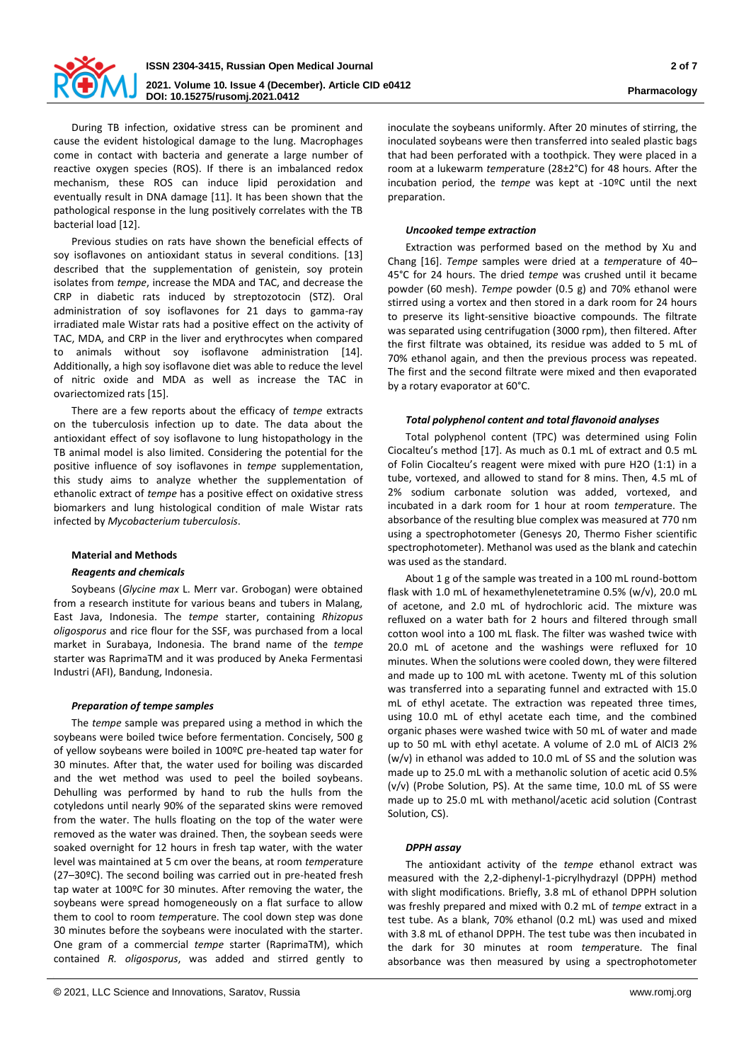During TB infection, oxidative stress can be prominent and cause the evident histological damage to the lung. Macrophages come in contact with bacteria and generate a large number of reactive oxygen species (ROS). If there is an imbalanced redox mechanism, these ROS can induce lipid peroxidation and eventually result in DNA damage [11]. It has been shown that the pathological response in the lung positively correlates with the TB bacterial load [12].

Previous studies on rats have shown the beneficial effects of soy isoflavones on antioxidant status in several conditions. [13] described that the supplementation of genistein, soy protein isolates from *tempe*, increase the MDA and TAC, and decrease the CRP in diabetic rats induced by streptozotocin (STZ). Oral administration of soy isoflavones for 21 days to gamma-ray irradiated male Wistar rats had a positive effect on the activity of TAC, MDA, and CRP in the liver and erythrocytes when compared to animals without soy isoflavone administration [14]. Additionally, a high soy isoflavone diet was able to reduce the level of nitric oxide and MDA as well as increase the TAC in ovariectomized rats [15].

There are a few reports about the efficacy of *tempe* extracts on the tuberculosis infection up to date. The data about the antioxidant effect of soy isoflavone to lung histopathology in the TB animal model is also limited. Considering the potential for the positive influence of soy isoflavones in *tempe* supplementation, this study aims to analyze whether the supplementation of ethanolic extract of *tempe* has a positive effect on oxidative stress biomarkers and lung histological condition of male Wistar rats infected by *Mycobacterium tuberculosis*.

## Material and Methods

### *Reagents and chemicals*

Soybeans (*Glycine max* L. Merr var. Grobogan) were obtained from a research institute for various beans and tubers in Malang, East Java, Indonesia. The *tempe* starter, containing *Rhizopus oligosporus* and rice flour for the SSF, was purchased from a local market in Surabaya, Indonesia. The brand name of the *tempe* starter was RaprimaTM and it was produced by Aneka Fermentasi Industri (AFI), Bandung, Indonesia.

### *Preparation of tempe samples*

The *tempe* sample was prepared using a method in which the soybeans were boiled twice before fermentation. Concisely, 500 g of yellow soybeans were boiled in 100ºC pre-heated tap water for 30 minutes. After that, the water used for boiling was discarded and the wet method was used to peel the boiled soybeans. Dehulling was performed by hand to rub the hulls from the cotyledons until nearly 90% of the separated skins were removed from the water. The hulls floating on the top of the water were removed as the water was drained. Then, the soybean seeds were soaked overnight for 12 hours in fresh tap water, with the water level was maintained at 5 cm over the beans, at room *tempe*rature (27–30ºC). The second boiling was carried out in pre-heated fresh tap water at 100ºC for 30 minutes. After removing the water, the soybeans were spread homogeneously on a flat surface to allow them to cool to room *tempe*rature. The cool down step was done 30 minutes before the soybeans were inoculated with the starter. One gram of a commercial *tempe* starter (RaprimaTM), which contained *R. oligosporus*, was added and stirred gently to inoculate the soybeans uniformly. After 20 minutes of stirring, the inoculated soybeans were then transferred into sealed plastic bags that had been perforated with a toothpick. They were placed in a room at a lukewarm *tempe*rature (28±2°C) for 48 hours. After the incubation period, the *tempe* was kept at -10ºC until the next preparation.

### *Uncooked tempe extraction*

Extraction was performed based on the method by Xu and Chang [16]. *Tempe* samples were dried at a *tempe*rature of 40–45°C for 24 hours. The dried *tempe* was crushed until it became powder (60 mesh). *Tempe* powder (0.5 g) and 70% ethanol were stirred using a vortex and then stored in a dark room for 24 hours to preserve its light-sensitive bioactive compounds. The filtrate was separated using centrifugation (3000 rpm), then filtered. After the first filtrate was obtained, its residue was added to 5 mL of 70% ethanol again, and then the previous process was repeated. The first and the second filtrate were mixed and then evaporated by a rotary evaporator at 60°C.

### *Total polyphenol content and total flavonoid analyses*

Total polyphenol content (TPC) was determined using Folin Ciocalteu's method [17]. As much as 0.1 mL of extract and 0.5 mL of Folin Ciocalteu's reagent were mixed with pure $H_2O$ (1:1) in a tube, vortexed, and allowed to stand for 8 mins. Then, 4.5 mL of 2% sodium carbonate solution was added, vortexed, and incubated in a dark room for 1 hour at room *tempe*rature. The absorbance of the resulting blue complex was measured at 770 nm using a spectrophotometer (Genesys 20, Thermo Fisher scientific spectrophotometer). Methanol was used as the blank and catechin was used as the standard.

About 1 g of the sample was treated in a 100 mL round-bottom flask with 1.0 mL of hexamethylenetetramine 0.5% (w/v), 20.0 mL of acetone, and 2.0 mL of hydrochloric acid. The mixture was refluxed on a water bath for 2 hours and filtered through small cotton wool into a 100 mL flask. The filter was washed twice with 20.0 mL of acetone and the washings were refluxed for 10 minutes. When the solutions were cooled down, they were filtered and made up to 100 mL with acetone. Twenty mL of this solution was transferred into a separating funnel and extracted with 15.0 mL of ethyl acetate. The extraction was repeated three times, using 10.0 mL of ethyl acetate each time, and the combined organic phases were washed twice with 50 mL of water and made up to 50 mL with ethyl acetate. A volume of 2.0 mL of $AlCl_3$ 2% (w/v) in ethanol was added to 10.0 mL of SS and the solution was made up to 25.0 mL with a methanolic solution of acetic acid 0.5% (v/v) (Probe Solution, PS). At the same time, 10.0 mL of SS were made up to 25.0 mL with methanol/acetic acid solution (Contrast Solution, CS).

### *DPPH assay*

The antioxidant activity of the *tempe* ethanol extract was measured with the 2,2-diphenyl-1-picrylhydrazyl (DPPH) method with slight modifications. Briefly, 3.8 mL of ethanol DPPH solution was freshly prepared and mixed with 0.2 mL of *tempe* extract in a test tube. As a blank, 70% ethanol (0.2 mL) was used and mixed with 3.8 mL of ethanol DPPH. The test tube was then incubated in the dark for 30 minutes at room *tempe*rature. The final absorbance was then measured by using a spectrophotometer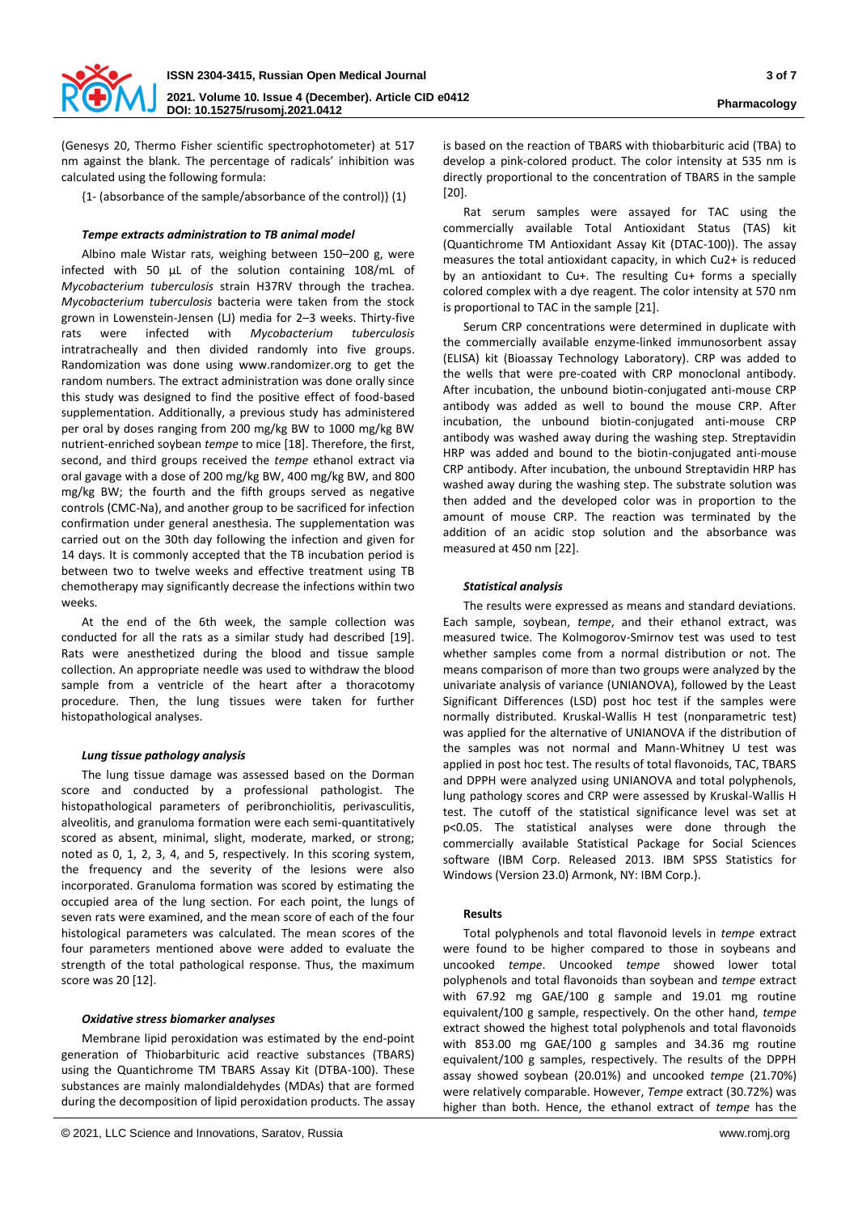(Genesys 20, Thermo Fisher scientific spectrophotometer) at 517 nm against the blank. The percentage of radicals' inhibition was calculated using the following formula:

{1- (absorbance of the sample/absorbance of the control)} (1)

### *Tempe extracts administration to TB animal model*

Albino male Wistar rats, weighing between 150–200 g, were infected with 50 μL of the solution containing $10^8$/mL of *Mycobacterium tuberculosis* strain H37RV through the trachea. *Mycobacterium tuberculosis* bacteria were taken from the stock grown in Lowenstein-Jensen (LJ) media for 2–3 weeks. Thirty-five rats were infected with *Mycobacterium tuberculosis* intratracheally and then divided randomly into five groups. Randomization was done using www.randomizer.org to get the random numbers. The extract administration was done orally since this study was designed to find the positive effect of food-based supplementation. Additionally, a previous study has administered per oral by doses ranging from 200 mg/kg BW to 1000 mg/kg BW nutrient-enriched soybean *tempe* to mice [18]. Therefore, the first, second, and third groups received the *tempe* ethanol extract via oral gavage with a dose of 200 mg/kg BW, 400 mg/kg BW, and 800 mg/kg BW; the fourth and the fifth groups served as negative controls (CMC-Na), and another group to be sacrificed for infection confirmation under general anesthesia. The supplementation was carried out on the 30th day following the infection and given for 14 days. It is commonly accepted that the TB incubation period is between two to twelve weeks and effective treatment using TB chemotherapy may significantly decrease the infections within two weeks.

At the end of the 6th week, the sample collection was conducted for all the rats as a similar study had described [19]. Rats were anesthetized during the blood and tissue sample collection. An appropriate needle was used to withdraw the blood sample from a ventricle of the heart after a thoracotomy procedure. Then, the lung tissues were taken for further histopathological analyses.

### *Lung tissue pathology analysis*

The lung tissue damage was assessed based on the Dorman score and conducted by a professional pathologist. The histopathological parameters of peribronchiolitis, perivasculitis, alveolitis, and granuloma formation were each semi-quantitatively scored as absent, minimal, slight, moderate, marked, or strong; noted as 0, 1, 2, 3, 4, and 5, respectively. In this scoring system, the frequency and the severity of the lesions were also incorporated. Granuloma formation was scored by estimating the occupied area of the lung section. For each point, the lungs of seven rats were examined, and the mean score of each of the four histological parameters was calculated. The mean scores of the four parameters mentioned above were added to evaluate the strength of the total pathological response. Thus, the maximum score was 20 [12].

### *Oxidative stress biomarker analyses*

Membrane lipid peroxidation was estimated by the end-point generation of Thiobarbituric acid reactive substances (TBARS) using the Quantichrome TM TBARS Assay Kit (DTBA-100). These substances are mainly malondialdehydes (MDAs) that are formed during the decomposition of lipid peroxidation products. The assay is based on the reaction of TBARS with thiobarbituric acid (TBA) to develop a pink-colored product. The color intensity at 535 nm is directly proportional to the concentration of TBARS in the sample [20].

Rat serum samples were assayed for TAC using the commercially available Total Antioxidant Status (TAS) kit (Quantichrome TM Antioxidant Assay Kit (DTAC-100)). The assay measures the total antioxidant capacity, in which $Cu^{2+}$ is reduced by an antioxidant to $Cu^{+}$. The resulting $Cu^{+}$ forms a specially colored complex with a dye reagent. The color intensity at 570 nm is proportional to TAC in the sample [21].

Serum CRP concentrations were determined in duplicate with the commercially available enzyme-linked immunosorbent assay (ELISA) kit (Bioassay Technology Laboratory). CRP was added to the wells that were pre-coated with CRP monoclonal antibody. After incubation, the unbound biotin-conjugated anti-mouse CRP antibody was added as well to bound the mouse CRP. After incubation, the unbound biotin-conjugated anti-mouse CRP antibody was washed away during the washing step. Streptavidin HRP was added and bound to the biotin-conjugated anti-mouse CRP antibody. After incubation, the unbound Streptavidin HRP has washed away during the washing step. The substrate solution was then added and the developed color was in proportion to the amount of mouse CRP. The reaction was terminated by the addition of an acidic stop solution and the absorbance was measured at 450 nm [22].

### *Statistical analysis*

The results were expressed as means and standard deviations. Each sample, soybean, *tempe*, and their ethanol extract, was measured twice. The Kolmogorov-Smirnov test was used to test whether samples come from a normal distribution or not. The means comparison of more than two groups were analyzed by the univariate analysis of variance (UNIANOVA), followed by the Least Significant Differences (LSD) post hoc test if the samples were normally distributed. Kruskal-Wallis H test (nonparametric test) was applied for the alternative of UNIANOVA if the distribution of the samples was not normal and Mann-Whitney U test was applied in post hoc test. The results of total flavonoids, TAC, TBARS and DPPH were analyzed using UNIANOVA and total polyphenols, lung pathology scores and CRP were assessed by Kruskal-Wallis H test. The cutoff of the statistical significance level was set at $p<0.05$. The statistical analyses were done through the commercially available Statistical Package for Social Sciences software (IBM Corp. Released 2013. IBM SPSS Statistics for Windows (Version 23.0) Armonk, NY: IBM Corp.).

## Results

Total polyphenols and total flavonoid levels in *tempe* extract were found to be higher compared to those in soybeans and uncooked *tempe*. Uncooked *tempe* showed lower total polyphenols and total flavonoids than soybean and *tempe* extract with 67.92 mg GAE/100 g sample and 19.01 mg routine equivalent/100 g sample, respectively. On the other hand, *tempe* extract showed the highest total polyphenols and total flavonoids with 853.00 mg GAE/100 g samples and 34.36 mg routine equivalent/100 g samples, respectively. The results of the DPPH assay showed soybean (20.01%) and uncooked *tempe* (21.70%) were relatively comparable. However, *Tempe* extract (30.72%) was higher than both. Hence, the ethanol extract of *tempe* has the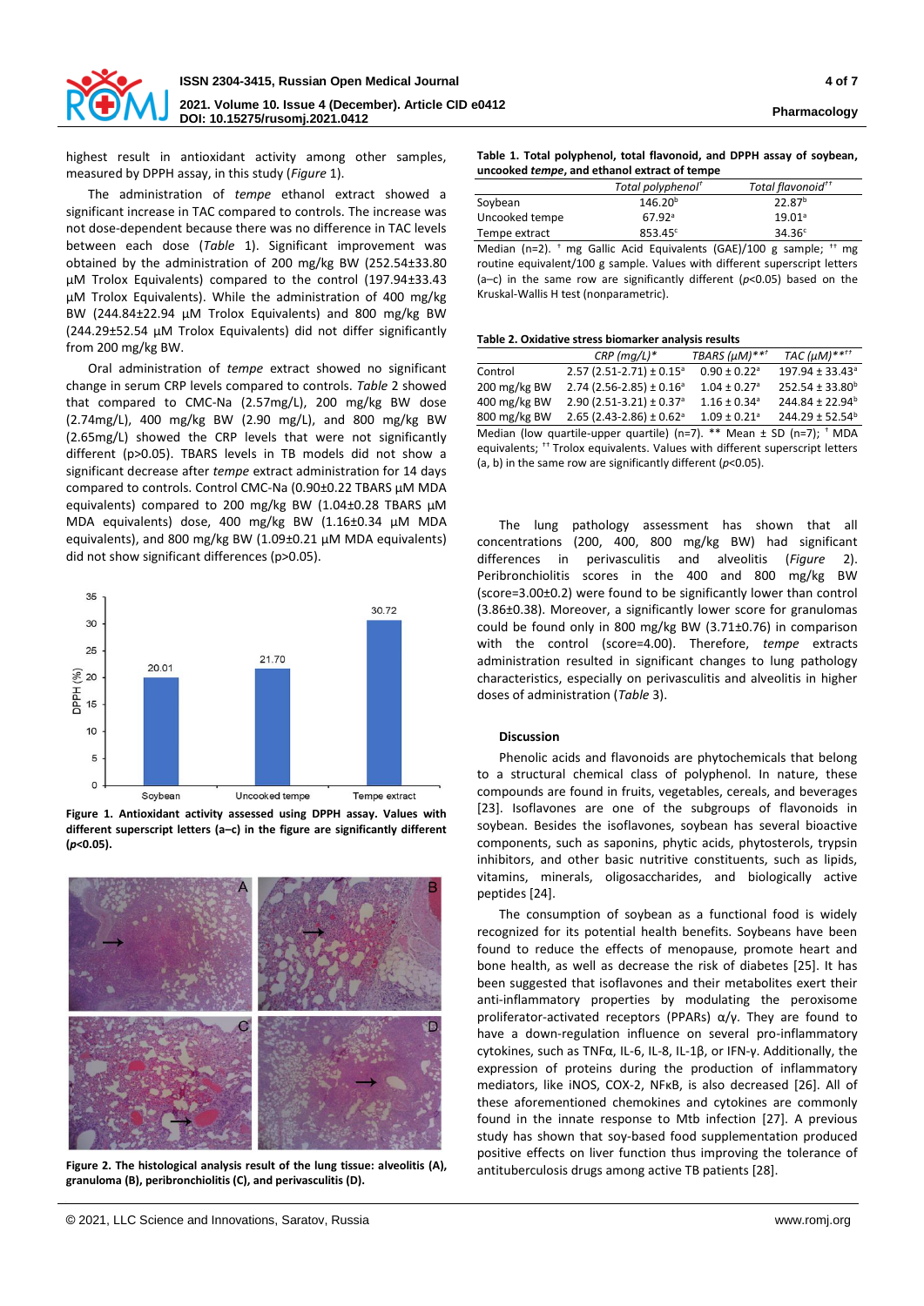highest result in antioxidant activity among other samples, measured by DPPH assay, in this study (*Figure* 1).

The administration of *tempe* ethanol extract showed a significant increase in TAC compared to controls. The increase was not dose-dependent because there was no difference in TAC levels between each dose (*Table* 1). Significant improvement was obtained by the administration of 200 mg/kg BW (252.54±33.80 µM Trolox Equivalents) compared to the control (197.94±33.43 µM Trolox Equivalents). While the administration of 400 mg/kg BW (244.84±22.94 µM Trolox Equivalents) and 800 mg/kg BW (244.29±52.54 µM Trolox Equivalents) did not differ significantly from 200 mg/kg BW.

Oral administration of *tempe* extract showed no significant change in serum CRP levels compared to controls. *Table* 2 showed that compared to CMC-Na (2.57mg/L), 200 mg/kg BW dose (2.74mg/L), 400 mg/kg BW (2.90 mg/L), and 800 mg/kg BW (2.65mg/L) showed the CRP levels that were not significantly different (p>0.05). TBARS levels in TB models did not show a significant decrease after *tempe* extract administration for 14 days compared to controls. Control CMC-Na (0.90±0.22 TBARS µM MDA equivalents) compared to 200 mg/kg BW (1.04±0.28 TBARS µM MDA equivalents) dose, 400 mg/kg BW (1.16±0.34 µM MDA equivalents), and 800 mg/kg BW (1.09±0.21 µM MDA equivalents) did not show significant differences (p>0.05).

**Figure 1. Antioxidant activity assessed using DPPH assay. Values with different superscript letters (a–c) in the figure are significantly different ($p$<0.05).**

**Figure 2. The histological analysis result of the lung tissue: alveolitis (A), granuloma (B), peribronchiolitis (C), and perivasculitis (D).**

**Table 1. Total polyphenol, total flavonoid, and DPPH assay of soybean, uncooked *tempe*, and ethanol extract of tempe**

| | *Total polyphenol*[†] | *Total flavonoid*[††] |
|---|---|---|
| Soybean | 146.20[b] | 22.87[b] |
| Uncooked tempe | 67.92[a] | 19.01[a] |
| Tempe extract | 853.45[c] | 34.36[c] |

Median (n=2). [†] mg Gallic Acid Equivalents (GAE)/100 g sample; [††] mg routine equivalent/100 g sample. Values with different superscript letters (a–c) in the same row are significantly different ($p$<0.05) based on the Kruskal-Wallis H test (nonparametric).

**Table 2. Oxidative stress biomarker analysis results**

| | *CRP (mg/L)\** | *TBARS (µM)\*\*[†]* | *TAC (µM)\*\*[††]* |
|---|---|---|---|
| Control | 2.57 (2.51-2.71) ± 0.15[a] | 0.90 ± 0.22[a] | 197.94 ± 33.43[a] |
| 200 mg/kg BW | 2.74 (2.56-2.85) ± 0.16[a] | 1.04 ± 0.27[a] | 252.54 ± 33.80[b] |
| 400 mg/kg BW | 2.90 (2.51-3.21) ± 0.37[a] | 1.16 ± 0.34[a] | 244.84 ± 22.94[b] |
| 800 mg/kg BW | 2.65 (2.43-2.86) ± 0.62[a] | 1.09 ± 0.21[a] | 244.29 ± 52.54[b] |

Median (low quartile-upper quartile) (n=7). ** Mean ± SD (n=7); [†] MDA equivalents; [††] Trolox equivalents. Values with different superscript letters (a, b) in the same row are significantly different ($p$<0.05).

The lung pathology assessment has shown that all concentrations (200, 400, 800 mg/kg BW) had significant differences in perivasculitis and alveolitis (*Figure* 2). Peribronchiolitis scores in the 400 and 800 mg/kg BW (score=3.00±0.2) were found to be significantly lower than control (3.86±0.38). Moreover, a significantly lower score for granulomas could be found only in 800 mg/kg BW (3.71±0.76) in comparison with the control (score=4.00). Therefore, *tempe* extracts administration resulted in significant changes to lung pathology characteristics, especially on perivasculitis and alveolitis in higher doses of administration (*Table* 3).

## Discussion

Phenolic acids and flavonoids are phytochemicals that belong to a structural chemical class of polyphenol. In nature, these compounds are found in fruits, vegetables, cereals, and beverages [23]. Isoflavones are one of the subgroups of flavonoids in soybean. Besides the isoflavones, soybean has several bioactive components, such as saponins, phytic acids, phytosterols, trypsin inhibitors, and other basic nutritive constituents, such as lipids, vitamins, minerals, oligosaccharides, and biologically active peptides [24].

The consumption of soybean as a functional food is widely recognized for its potential health benefits. Soybeans have been found to reduce the effects of menopause, promote heart and bone health, as well as decrease the risk of diabetes [25]. It has been suggested that isoflavones and their metabolites exert their anti-inflammatory properties by modulating the peroxisome proliferator-activated receptors (PPARs) α/γ. They are found to have a down-regulation influence on several pro-inflammatory cytokines, such as TNFα, IL-6, IL-8, IL-1β, or IFN-γ. Additionally, the expression of proteins during the production of inflammatory mediators, like iNOS, COX-2, NFκB, is also decreased [26]. All of these aforementioned chemokines and cytokines are commonly found in the innate response to Mtb infection [27]. A previous study has shown that soy-based food supplementation produced positive effects on liver function thus improving the tolerance of antituberculosis drugs among active TB patients [28].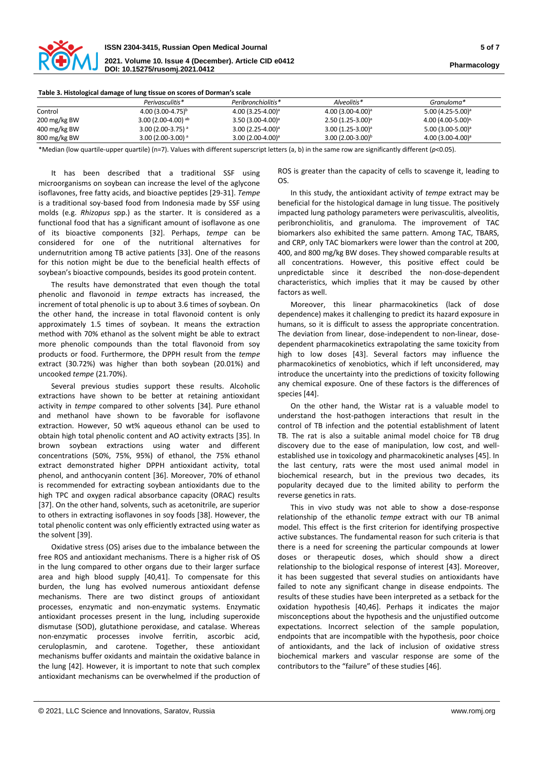**Table 3. Histological damage of lung tissue on scores of Dorman's scale**

| | *Perivasculitis** | *Peribronchiolitis** | *Alveolitis** | *Granuloma** |
|---|---|---|---|---|
| Control | 4.00 (3.00-4.75)[b] | 4.00 (3.25-4.00)[a] | 4.00 (3.00-4.00)[a] | 5.00 (4.25-5.00)[a] |
| 200 mg/kg BW | 3.00 (2.00-4.00) [ab] | 3.50 (3.00-4.00)[a] | 2.50 (1.25-3.00)[a] | 4.00 (4.00-5.00)[a,] |
| 400 mg/kg BW | 3.00 (2.00-3.75) [a] | 3.00 (2.25-4.00)[a] | 3.00 (1.25-3.00)[a] | 5.00 (3.00-5.00)[a] |
| 800 mg/kg BW | 3.00 (2.00-3.00) [a] | 3.00 (2.00-4.00)[a] | 3.00 (2.00-3.00)[b] | 4.00 (3.00-4.00)[a] |

*Median (low quartile-upper quartile) (n=7). Values with different superscript letters (a, b) in the same row are significantly different ($p<0.05$).

It has been described that a traditional SSF using microorganisms on soybean can increase the level of the aglycone isoflavones, free fatty acids, and bioactive peptides [29-31]. *Tempe* is a traditional soy-based food from Indonesia made by SSF using molds (e.g. *Rhizopus* spp.) as the starter. It is considered as a functional food that has a significant amount of isoflavone as one of its bioactive components [32]. Perhaps, *tempe* can be considered for one of the nutritional alternatives for undernutrition among TB active patients [33]. One of the reasons for this notion might be due to the beneficial health effects of soybean's bioactive compounds, besides its good protein content.

The results have demonstrated that even though the total phenolic and flavonoid in *tempe* extracts has increased, the increment of total phenolic is up to about 3.6 times of soybean. On the other hand, the increase in total flavonoid content is only approximately 1.5 times of soybean. It means the extraction method with 70% ethanol as the solvent might be able to extract more phenolic compounds than the total flavonoid from soy products or food. Furthermore, the DPPH result from the *tempe* extract (30.72%) was higher than both soybean (20.01%) and uncooked *tempe* (21.70%).

Several previous studies support these results. Alcoholic extractions have shown to be better at retaining antioxidant activity in *tempe* compared to other solvents [34]. Pure ethanol and methanol have shown to be favorable for isoflavone extraction. However, 50 wt% aqueous ethanol can be used to obtain high total phenolic content and AO activity extracts [35]. In brown soybean extractions using water and different concentrations (50%, 75%, 95%) of ethanol, the 75% ethanol extract demonstrated higher DPPH antioxidant activity, total phenol, and anthocyanin content [36]. Moreover, 70% of ethanol is recommended for extracting soybean antioxidants due to the high TPC and oxygen radical absorbance capacity (ORAC) results [37]. On the other hand, solvents, such as acetonitrile, are superior to others in extracting isoflavones in soy foods [38]. However, the total phenolic content was only efficiently extracted using water as the solvent [39].

Oxidative stress (OS) arises due to the imbalance between the free ROS and antioxidant mechanisms. There is a higher risk of OS in the lung compared to other organs due to their larger surface area and high blood supply [40,41]. To compensate for this burden, the lung has evolved numerous antioxidant defense mechanisms. There are two distinct groups of antioxidant processes, enzymatic and non-enzymatic systems. Enzymatic antioxidant processes present in the lung, including superoxide dismutase (SOD), glutathione peroxidase, and catalase. Whereas non-enzymatic processes involve ferritin, ascorbic acid, ceruloplasmin, and carotene. Together, these antioxidant mechanisms buffer oxidants and maintain the oxidative balance in the lung [42]. However, it is important to note that such complex antioxidant mechanisms can be overwhelmed if the production of ROS is greater than the capacity of cells to scavenge it, leading to OS.

In this study, the antioxidant activity of *tempe* extract may be beneficial for the histological damage in lung tissue. The positively impacted lung pathology parameters were perivasculitis, alveolitis, peribronchiolitis, and granuloma. The improvement of TAC biomarkers also exhibited the same pattern. Among TAC, TBARS, and CRP, only TAC biomarkers were lower than the control at 200, 400, and 800 mg/kg BW doses. They showed comparable results at all concentrations. However, this positive effect could be unpredictable since it described the non-dose-dependent characteristics, which implies that it may be caused by other factors as well.

Moreover, this linear pharmacokinetics (lack of dose dependence) makes it challenging to predict its hazard exposure in humans, so it is difficult to assess the appropriate concentration. The deviation from linear, dose-independent to non-linear, dose-dependent pharmacokinetics extrapolating the same toxicity from high to low doses [43]. Several factors may influence the pharmacokinetics of xenobiotics, which if left unconsidered, may introduce the uncertainty into the predictions of toxicity following any chemical exposure. One of these factors is the differences of species [44].

On the other hand, the Wistar rat is a valuable model to understand the host-pathogen interactions that result in the control of TB infection and the potential establishment of latent TB. The rat is also a suitable animal model choice for TB drug discovery due to the ease of manipulation, low cost, and well-established use in toxicology and pharmacokinetic analyses [45]. In the last century, rats were the most used animal model in biochemical research, but in the previous two decades, its popularity decayed due to the limited ability to perform the reverse genetics in rats.

This in vivo study was not able to show a dose-response relationship of the ethanolic *tempe* extract with our TB animal model. This effect is the first criterion for identifying prospective active substances. The fundamental reason for such criteria is that there is a need for screening the particular compounds at lower doses or therapeutic doses, which should show a direct relationship to the biological response of interest [43]. Moreover, it has been suggested that several studies on antioxidants have failed to note any significant change in disease endpoints. The results of these studies have been interpreted as a setback for the oxidation hypothesis [40,46]. Perhaps it indicates the major misconceptions about the hypothesis and the unjustified outcome expectations. Incorrect selection of the sample population, endpoints that are incompatible with the hypothesis, poor choice of antioxidants, and the lack of inclusion of oxidative stress biochemical markers and vascular response are some of the contributors to the "failure" of these studies [46].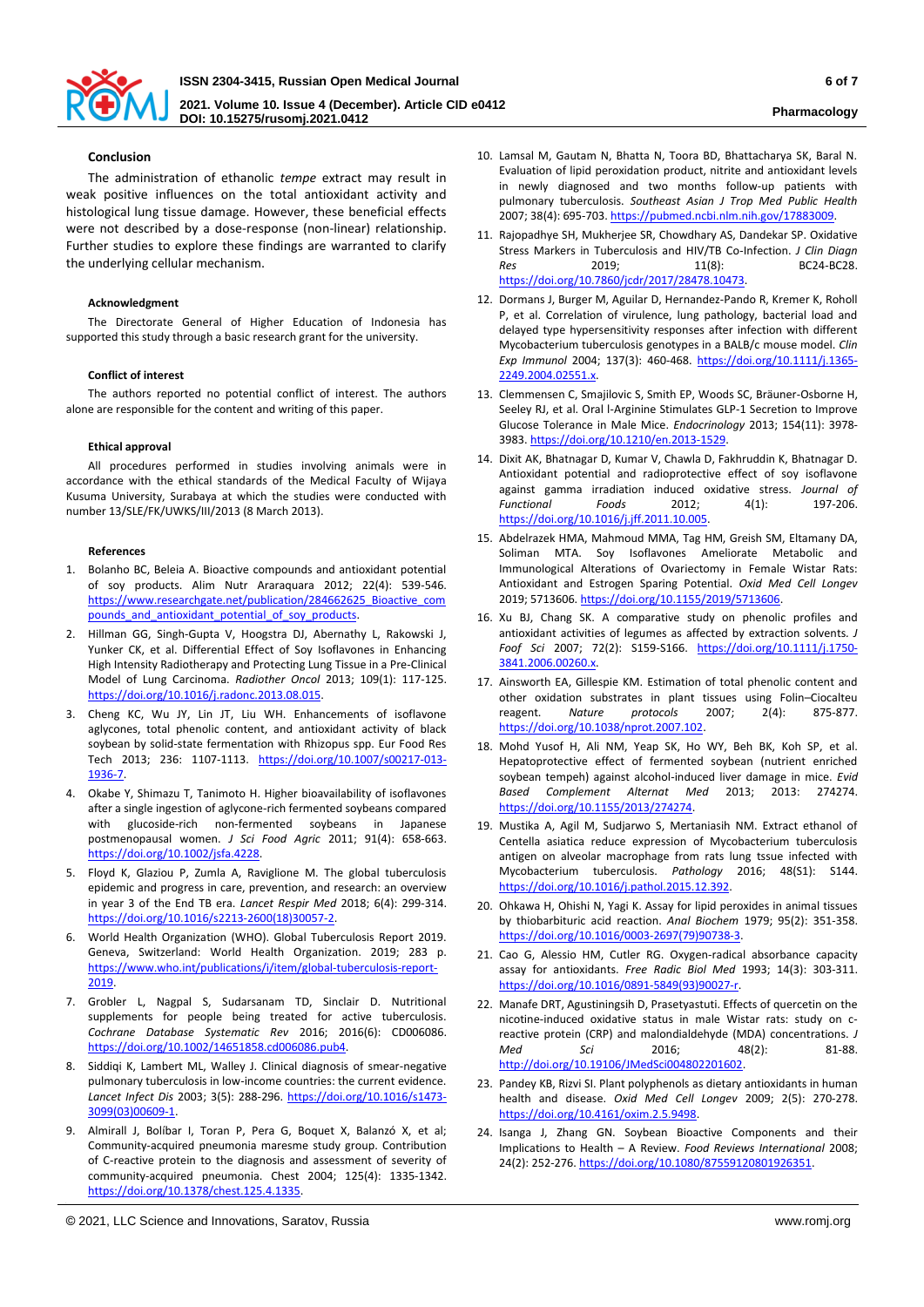### Conclusion

The administration of ethanolic *tempe* extract may result in weak positive influences on the total antioxidant activity and histological lung tissue damage. However, these beneficial effects were not described by a dose-response (non-linear) relationship. Further studies to explore these findings are warranted to clarify the underlying cellular mechanism.

### Acknowledgment

The Directorate General of Higher Education of Indonesia has supported this study through a basic research grant for the university.

### Conflict of interest

The authors reported no potential conflict of interest. The authors alone are responsible for the content and writing of this paper.

### Ethical approval

All procedures performed in studies involving animals were in accordance with the ethical standards of the Medical Faculty of Wijaya Kusuma University, Surabaya at which the studies were conducted with number 13/SLE/FK/UWKS/III/2013 (8 March 2013).

### References

1. Bolanho BC, Beleia A. Bioactive compounds and antioxidant potential of soy products. Alim Nutr Araraquara 2012; 22(4): 539-546. https://www.researchgate.net/publication/284662625_Bioactive_compounds_and_antioxidant_potential_of_soy_products.
2. Hillman GG, Singh-Gupta V, Hoogstra DJ, Abernathy L, Rakowski J, Yunker CK, et al. Differential Effect of Soy Isoflavones in Enhancing High Intensity Radiotherapy and Protecting Lung Tissue in a Pre-Clinical Model of Lung Carcinoma. *Radiother Oncol* 2013; 109(1): 117-125. https://doi.org/10.1016/j.radonc.2013.08.015.
3. Cheng KC, Wu JY, Lin JT, Liu WH. Enhancements of isoflavone aglycones, total phenolic content, and antioxidant activity of black soybean by solid-state fermentation with Rhizopus spp. Eur Food Res Tech 2013; 236: 1107-1113. https://doi.org/10.1007/s00217-013-1936-7.
4. Okabe Y, Shimazu T, Tanimoto H. Higher bioavailability of isoflavones after a single ingestion of aglycone-rich fermented soybeans compared with glucoside-rich non-fermented soybeans in Japanese postmenopausal women. *J Sci Food Agric* 2011; 91(4): 658-663. https://doi.org/10.1002/jsfa.4228.
5. Floyd K, Glaziou P, Zumla A, Raviglione M. The global tuberculosis epidemic and progress in care, prevention, and research: an overview in year 3 of the End TB era. *Lancet Respir Med* 2018; 6(4): 299-314. https://doi.org/10.1016/s2213-2600(18)30057-2.
6. World Health Organization (WHO). Global Tuberculosis Report 2019. Geneva, Switzerland: World Health Organization. 2019; 283 p. https://www.who.int/publications/i/item/global-tuberculosis-report-2019.
7. Grobler L, Nagpal S, Sudarsanam TD, Sinclair D. Nutritional supplements for people being treated for active tuberculosis. *Cochrane Database Systematic Rev* 2016; 2016(6): CD006086. https://doi.org/10.1002/14651858.cd006086.pub4.
8. Siddiqi K, Lambert ML, Walley J. Clinical diagnosis of smear-negative pulmonary tuberculosis in low-income countries: the current evidence. *Lancet Infect Dis* 2003; 3(5): 288-296. https://doi.org/10.1016/s1473-3099(03)00609-1.
9. Almirall J, Bolíbar I, Toran P, Pera G, Boquet X, Balanzó X, et al; Community-acquired pneumonia maresme study group. Contribution of C-reactive protein to the diagnosis and assessment of severity of community-acquired pneumonia. Chest 2004; 125(4): 1335-1342. https://doi.org/10.1378/chest.125.4.1335.
10. Lamsal M, Gautam N, Bhatta N, Toora BD, Bhattacharya SK, Baral N. Evaluation of lipid peroxidation product, nitrite and antioxidant levels in newly diagnosed and two months follow-up patients with pulmonary tuberculosis. *Southeast Asian J Trop Med Public Health* 2007; 38(4): 695-703. https://pubmed.ncbi.nlm.nih.gov/17883009.
11. Rajopadhye SH, Mukherjee SR, Chowdhary AS, Dandekar SP. Oxidative Stress Markers in Tuberculosis and HIV/TB Co-Infection. *J Clin Diagn Res* 2019; 11(8): BC24-BC28. https://doi.org/10.7860/jcdr/2017/28478.10473.
12. Dormans J, Burger M, Aguilar D, Hernandez-Pando R, Kremer K, Roholl P, et al. Correlation of virulence, lung pathology, bacterial load and delayed type hypersensitivity responses after infection with different Mycobacterium tuberculosis genotypes in a BALB/c mouse model. *Clin Exp Immunol* 2004; 137(3): 460-468. https://doi.org/10.1111/j.1365-2249.2004.02551.x.
13. Clemmensen C, Smajilovic S, Smith EP, Woods SC, Bräuner-Osborne H, Seeley RJ, et al. Oral l-Arginine Stimulates GLP-1 Secretion to Improve Glucose Tolerance in Male Mice. *Endocrinology* 2013; 154(11): 3978-3983. https://doi.org/10.1210/en.2013-1529.
14. Dixit AK, Bhatnagar D, Kumar V, Chawla D, Fakhruddin K, Bhatnagar D. Antioxidant potential and radioprotective effect of soy isoflavone against gamma irradiation induced oxidative stress. *Journal of Functional Foods* 2012; 4(1): 197-206. https://doi.org/10.1016/j.jff.2011.10.005.
15. Abdelrazek HMA, Mahmoud MMA, Tag HM, Greish SM, Eltamany DA, Soliman MTA. Soy Isoflavones Ameliorate Metabolic and Immunological Alterations of Ovariectomy in Female Wistar Rats: Antioxidant and Estrogen Sparing Potential. *Oxid Med Cell Longev* 2019; 5713606. https://doi.org/10.1155/2019/5713606.
16. Xu BJ, Chang SK. A comparative study on phenolic profiles and antioxidant activities of legumes as affected by extraction solvents. *J Foof Sci* 2007; 72(2): S159-S166. https://doi.org/10.1111/j.1750-3841.2006.00260.x.
17. Ainsworth EA, Gillespie KM. Estimation of total phenolic content and other oxidation substrates in plant tissues using Folin–Ciocalteu reagent. *Nature protocols* 2007; 2(4): 875-877. https://doi.org/10.1038/nprot.2007.102.
18. Mohd Yusof H, Ali NM, Yeap SK, Ho WY, Beh BK, Koh SP, et al. Hepatoprotective effect of fermented soybean (nutrient enriched soybean tempeh) against alcohol-induced liver damage in mice. *Evid Based Complement Alternat Med* 2013; 2013: 274274. https://doi.org/10.1155/2013/274274.
19. Mustika A, Agil M, Sudjarwo S, Mertaniasih NM. Extract ethanol of Centella asiatica reduce expression of Mycobacterium tuberculosis antigen on alveolar macrophage from rats lung tssue infected with Mycobacterium tuberculosis. *Pathology* 2016; 48(S1): S144. https://doi.org/10.1016/j.pathol.2015.12.392.
20. Ohkawa H, Ohishi N, Yagi K. Assay for lipid peroxides in animal tissues by thiobarbituric acid reaction. *Anal Biochem* 1979; 95(2): 351-358. https://doi.org/10.1016/0003-2697(79)90738-3.
21. Cao G, Alessio HM, Cutler RG. Oxygen-radical absorbance capacity assay for antioxidants. *Free Radic Biol Med* 1993; 14(3): 303-311. https://doi.org/10.1016/0891-5849(93)90027-r.
22. Manafe DRT, Agustiningsih D, Prasetyastuti. Effects of quercetin on the nicotine-induced oxidative status in male Wistar rats: study on c-reactive protein (CRP) and malondialdehyde (MDA) concentrations. *J Med Sci* 2016; 48(2): 81-88. http://doi.org/10.19106/JMedSci004802201602.
23. Pandey KB, Rizvi SI. Plant polyphenols as dietary antioxidants in human health and disease. *Oxid Med Cell Longev* 2009; 2(5): 270-278. https://doi.org/10.4161/oxim.2.5.9498.
24. Isanga J, Zhang GN. Soybean Bioactive Components and their Implications to Health – A Review. *Food Reviews International* 2008; 24(2): 252-276. https://doi.org/10.1080/87559120801926351.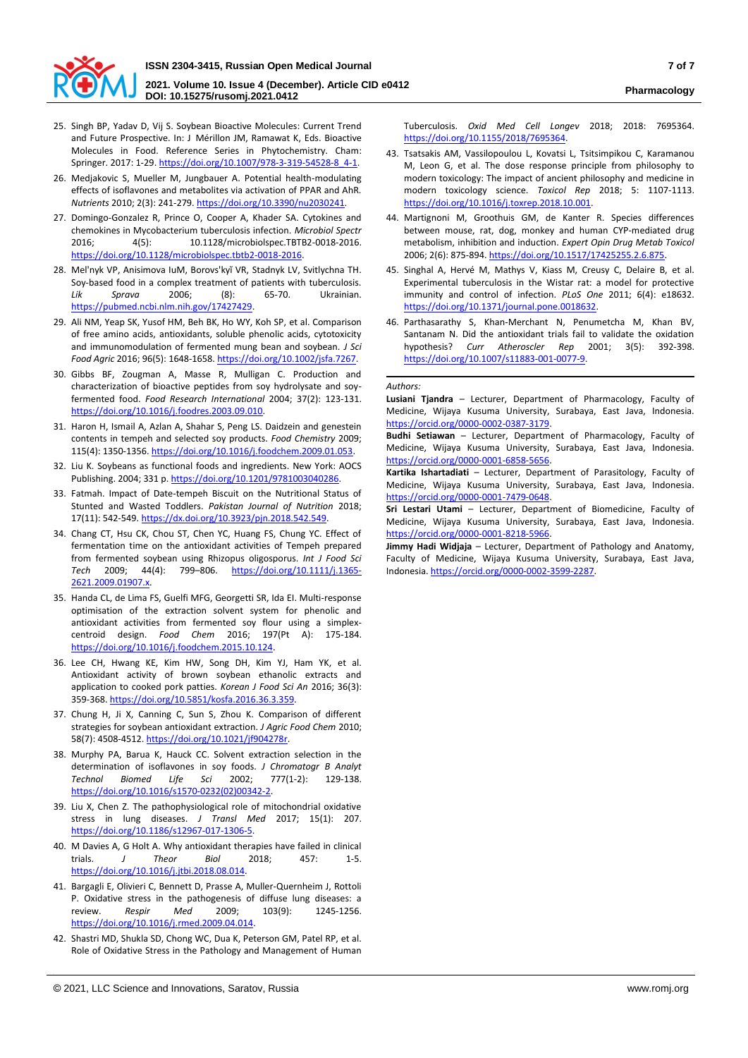25. Singh BP, Yadav D, Vij S. Soybean Bioactive Molecules: Current Trend and Future Prospective. In: J Mérillon JM, Ramawat K, Eds. Bioactive Molecules in Food. Reference Series in Phytochemistry. Cham: Springer. 2017: 1-29. https://doi.org/10.1007/978-3-319-54528-8_4-1.
26. Medjakovic S, Mueller M, Jungbauer A. Potential health-modulating effects of isoflavones and metabolites via activation of PPAR and AhR. *Nutrients* 2010; 2(3): 241-279. https://doi.org/10.3390/nu2030241.
27. Domingo-Gonzalez R, Prince O, Cooper A, Khader SA. Cytokines and chemokines in Mycobacterium tuberculosis infection. *Microbiol Spectr* 2016; 4(5): 10.1128/microbiolspec.TBTB2-0018-2016. https://doi.org/10.1128/microbiolspec.tbtb2-0018-2016.
28. Mel'nyk VP, Anisimova IuM, Borovs'kyĭ VR, Stadnyk LV, Svitlychna TH. Soy-based food in a complex treatment of patients with tuberculosis. *Lik Sprava* 2006; (8): 65-70. Ukrainian. https://pubmed.ncbi.nlm.nih.gov/17427429.
29. Ali NM, Yeap SK, Yusof HM, Beh BK, Ho WY, Koh SP, et al. Comparison of free amino acids, antioxidants, soluble phenolic acids, cytotoxicity and immunomodulation of fermented mung bean and soybean. *J Sci Food Agric* 2016; 96(5): 1648-1658. https://doi.org/10.1002/jsfa.7267.
30. Gibbs BF, Zougman A, Masse R, Mulligan C. Production and characterization of bioactive peptides from soy hydrolysate and soy-fermented food. *Food Research International* 2004; 37(2): 123-131. https://doi.org/10.1016/j.foodres.2003.09.010.
31. Haron H, Ismail A, Azlan A, Shahar S, Peng LS. Daidzein and genestein contents in tempeh and selected soy products. *Food Chemistry* 2009; 115(4): 1350-1356. https://doi.org/10.1016/j.foodchem.2009.01.053.
32. Liu K. Soybeans as functional foods and ingredients. New York: AOCS Publishing. 2004; 331 p. https://doi.org/10.1201/9781003040286.
33. Fatmah. Impact of Date-tempeh Biscuit on the Nutritional Status of Stunted and Wasted Toddlers. *Pakistan Journal of Nutrition* 2018; 17(11): 542-549. https://dx.doi.org/10.3923/pjn.2018.542.549.
34. Chang CT, Hsu CK, Chou ST, Chen YC, Huang FS, Chung YC. Effect of fermentation time on the antioxidant activities of Tempeh prepared from fermented soybean using Rhizopus oligosporus. *Int J Food Sci Tech* 2009; 44(4): 799–806. https://doi.org/10.1111/j.1365-2621.2009.01907.x.
35. Handa CL, de Lima FS, Guelfi MFG, Georgetti SR, Ida EI. Multi-response optimisation of the extraction solvent system for phenolic and antioxidant activities from fermented soy flour using a simplex-centroid design. *Food Chem* 2016; 197(Pt A): 175-184. https://doi.org/10.1016/j.foodchem.2015.10.124.
36. Lee CH, Hwang KE, Kim HW, Song DH, Kim YJ, Ham YK, et al. Antioxidant activity of brown soybean ethanolic extracts and application to cooked pork patties. *Korean J Food Sci An* 2016; 36(3): 359-368. https://doi.org/10.5851/kosfa.2016.36.3.359.
37. Chung H, Ji X, Canning C, Sun S, Zhou K. Comparison of different strategies for soybean antioxidant extraction. *J Agric Food Chem* 2010; 58(7): 4508-4512. https://doi.org/10.1021/jf904278r.
38. Murphy PA, Barua K, Hauck CC. Solvent extraction selection in the determination of isoflavones in soy foods. *J Chromatogr B Analyt Technol Biomed Life Sci* 2002; 777(1-2): 129-138. https://doi.org/10.1016/s1570-0232(02)00342-2.
39. Liu X, Chen Z. The pathophysiological role of mitochondrial oxidative stress in lung diseases. *J Transl Med* 2017; 15(1): 207. https://doi.org/10.1186/s12967-017-1306-5.
40. M Davies A, G Holt A. Why antioxidant therapies have failed in clinical trials. *J Theor Biol* 2018; 457: 1-5. https://doi.org/10.1016/j.jtbi.2018.08.014.
41. Bargagli E, Olivieri C, Bennett D, Prasse A, Muller-Quernheim J, Rottoli P. Oxidative stress in the pathogenesis of diffuse lung diseases: a review. *Respir Med* 2009; 103(9): 1245-1256. https://doi.org/10.1016/j.rmed.2009.04.014.
42. Shastri MD, Shukla SD, Chong WC, Dua K, Peterson GM, Patel RP, et al. Role of Oxidative Stress in the Pathology and Management of Human Tuberculosis. *Oxid Med Cell Longev* 2018; 2018: 7695364. https://doi.org/10.1155/2018/7695364.
43. Tsatsakis AM, Vassilopoulou L, Kovatsi L, Tsitsimpikou C, Karamanou M, Leon G, et al. The dose response principle from philosophy to modern toxicology: The impact of ancient philosophy and medicine in modern toxicology science. *Toxicol Rep* 2018; 5: 1107-1113. https://doi.org/10.1016/j.toxrep.2018.10.001.
44. Martignoni M, Groothuis GM, de Kanter R. Species differences between mouse, rat, dog, monkey and human CYP-mediated drug metabolism, inhibition and induction. *Expert Opin Drug Metab Toxicol* 2006; 2(6): 875-894. https://doi.org/10.1517/17425255.2.6.875.
45. Singhal A, Hervé M, Mathys V, Kiass M, Creusy C, Delaire B, et al. Experimental tuberculosis in the Wistar rat: a model for protective immunity and control of infection. *PLoS One* 2011; 6(4): e18632. https://doi.org/10.1371/journal.pone.0018632.
46. Parthasarathy S, Khan-Merchant N, Penumetcha M, Khan BV, Santanam N. Did the antioxidant trials fail to validate the oxidation hypothesis? *Curr Atheroscler Rep* 2001; 3(5): 392-398. https://doi.org/10.1007/s11883-001-0077-9.

---

*Authors:*

**Lusiani Tjandra** – Lecturer, Department of Pharmacology, Faculty of Medicine, Wijaya Kusuma University, Surabaya, East Java, Indonesia. https://orcid.org/0000-0002-0387-3179.

**Budhi Setiawan** – Lecturer, Department of Pharmacology, Faculty of Medicine, Wijaya Kusuma University, Surabaya, East Java, Indonesia. https://orcid.org/0000-0001-6858-5656.

**Kartika Ishartadiati** – Lecturer, Department of Parasitology, Faculty of Medicine, Wijaya Kusuma University, Surabaya, East Java, Indonesia. https://orcid.org/0000-0001-7479-0648.

**Sri Lestari Utami** – Lecturer, Department of Biomedicine, Faculty of Medicine, Wijaya Kusuma University, Surabaya, East Java, Indonesia. https://orcid.org/0000-0001-8218-5966.

**Jimmy Hadi Widjaja** – Lecturer, Department of Pathology and Anatomy, Faculty of Medicine, Wijaya Kusuma University, Surabaya, East Java, Indonesia. https://orcid.org/0000-0002-3599-2287.